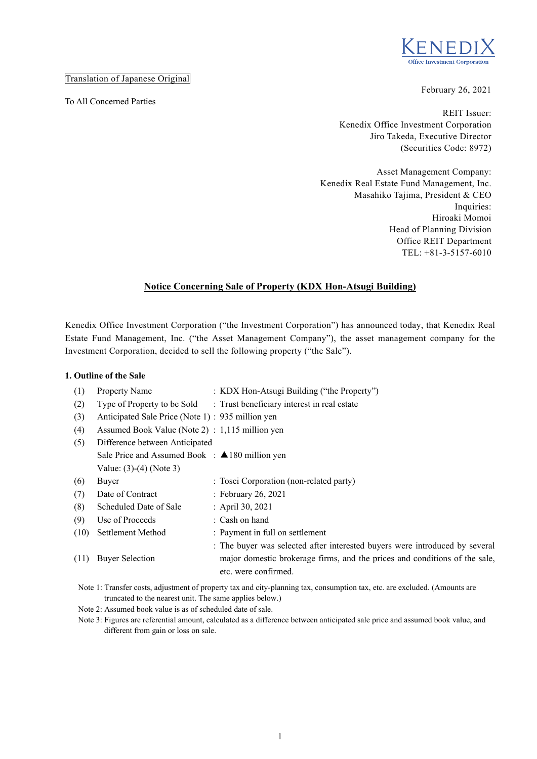Translation of Japanese Original

To All Concerned Parties

February 26, 2021

REIT Issuer:
Kenedix Office Investment Corporation
Jiro Takeda, Executive Director
(Securities Code: 8972)

Asset Management Company:
Kenedix Real Estate Fund Management, Inc.
Masahiko Tajima, President & CEO
Inquiries:
Hiroaki Momoi
Head of Planning Division
Office REIT Department
TEL: +81-3-5157-6010

## Notice Concerning Sale of Property (KDX Hon-Atsugi Building)

Kenedix Office Investment Corporation ("the Investment Corporation") has announced today, that Kenedix Real Estate Fund Management, Inc. ("the Asset Management Company"), the asset management company for the Investment Corporation, decided to sell the following property ("the Sale").

### 1. Outline of the Sale

| | | |
|---|---|---|
| (1) | Property Name | : KDX Hon-Atsugi Building ("the Property") |
| (2) | Type of Property to be Sold | : Trust beneficiary interest in real estate |
| (3) | Anticipated Sale Price (Note 1) | : 935 million yen |
| (4) | Assumed Book Value (Note 2) | : 1,115 million yen |
| (5) | Difference between Anticipated Sale Price and Assumed Book Value: (3)-(4) (Note 3) | : ▲180 million yen |
| (6) | Buyer | : Tosei Corporation (non-related party) |
| (7) | Date of Contract | : February 26, 2021 |
| (8) | Scheduled Date of Sale | : April 30, 2021 |
| (9) | Use of Proceeds | : Cash on hand |
| (10) | Settlement Method | : Payment in full on settlement |
| (11) | Buyer Selection | : The buyer was selected after interested buyers were introduced by several major domestic brokerage firms, and the prices and conditions of the sale, etc. were confirmed. |

Note 1: Transfer costs, adjustment of property tax and city-planning tax, consumption tax, etc. are excluded. (Amounts are truncated to the nearest unit. The same applies below.)

Note 2: Assumed book value is as of scheduled date of sale.

Note 3: Figures are referential amount, calculated as a difference between anticipated sale price and assumed book value, and different from gain or loss on sale.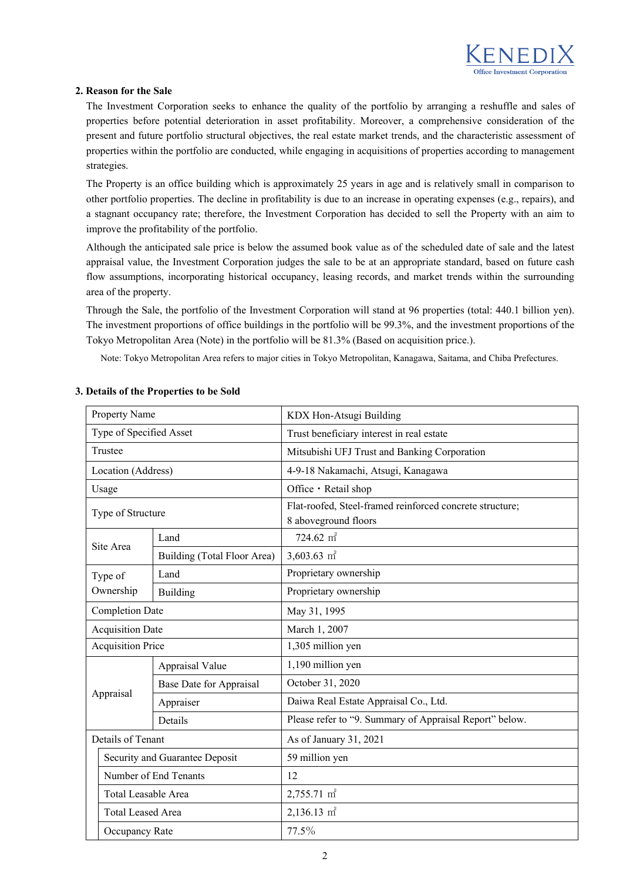## 2. Reason for the Sale

The Investment Corporation seeks to enhance the quality of the portfolio by arranging a reshuffle and sales of properties before potential deterioration in asset profitability. Moreover, a comprehensive consideration of the present and future portfolio structural objectives, the real estate market trends, and the characteristic assessment of properties within the portfolio are conducted, while engaging in acquisitions of properties according to management strategies.

The Property is an office building which is approximately 25 years in age and is relatively small in comparison to other portfolio properties. The decline in profitability is due to an increase in operating expenses (e.g., repairs), and a stagnant occupancy rate; therefore, the Investment Corporation has decided to sell the Property with an aim to improve the profitability of the portfolio.

Although the anticipated sale price is below the assumed book value as of the scheduled date of sale and the latest appraisal value, the Investment Corporation judges the sale to be at an appropriate standard, based on future cash flow assumptions, incorporating historical occupancy, leasing records, and market trends within the surrounding area of the property.

Through the Sale, the portfolio of the Investment Corporation will stand at 96 properties (total: 440.1 billion yen). The investment proportions of office buildings in the portfolio will be 99.3%, and the investment proportions of the Tokyo Metropolitan Area (Note) in the portfolio will be 81.3% (Based on acquisition price.).

Note: Tokyo Metropolitan Area refers to major cities in Tokyo Metropolitan, Kanagawa, Saitama, and Chiba Prefectures.

## 3. Details of the Properties to be Sold

| Property Name | | KDX Hon-Atsugi Building |
|---|---|---|
| Type of Specified Asset | | Trust beneficiary interest in real estate |
| Trustee | | Mitsubishi UFJ Trust and Banking Corporation |
| Location (Address) | | 4-9-18 Nakamachi, Atsugi, Kanagawa |
| Usage | | Office・Retail shop |
| Type of Structure | | Flat-roofed, Steel-framed reinforced concrete structure; 8 aboveground floors |
| Site Area | Land | 724.62 ㎡ |
| | Building (Total Floor Area) | 3,603.63 ㎡ |
| Type of Ownership | Land | Proprietary ownership |
| | Building | Proprietary ownership |
| Completion Date | | May 31, 1995 |
| Acquisition Date | | March 1, 2007 |
| Acquisition Price | | 1,305 million yen |
| Appraisal | Appraisal Value | 1,190 million yen |
| | Base Date for Appraisal | October 31, 2020 |
| | Appraiser | Daiwa Real Estate Appraisal Co., Ltd. |
| | Details | Please refer to "9. Summary of Appraisal Report" below. |
| Details of Tenant | | As of January 31, 2021 |
| | Security and Guarantee Deposit | 59 million yen |
| | Number of End Tenants | 12 |
| | Total Leasable Area | 2,755.71 ㎡ |
| | Total Leased Area | 2,136.13 ㎡ |
| | Occupancy Rate | 77.5% |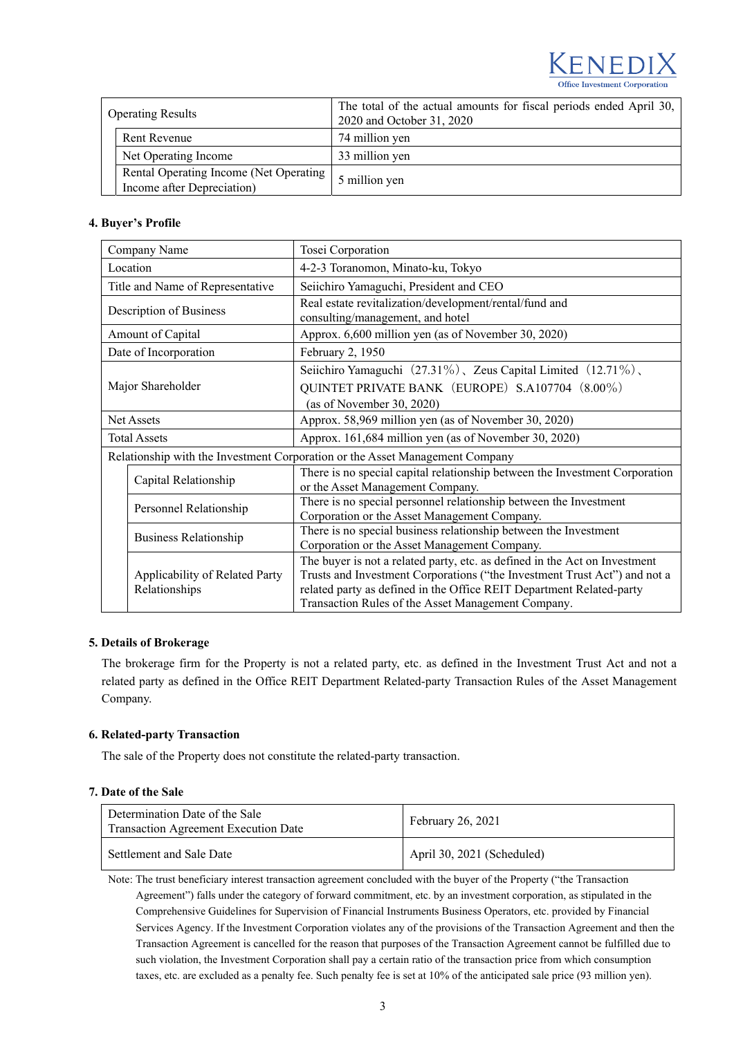| Operating Results | The total of the actual amounts for fiscal periods ended April 30, 2020 and October 31, 2020 |
|---|---|
| Rent Revenue | 74 million yen |
| Net Operating Income | 33 million yen |
| Rental Operating Income (Net Operating Income after Depreciation) | 5 million yen |

**4. Buyer's Profile**

| Company Name | | Tosei Corporation |
|---|---|---|
| Location | | 4-2-3 Toranomon, Minato-ku, Tokyo |
| Title and Name of Representative | | Seiichiro Yamaguchi, President and CEO |
| Description of Business | | Real estate revitalization/development/rental/fund and consulting/management, and hotel |
| Amount of Capital | | Approx. 6,600 million yen (as of November 30, 2020) |
| Date of Incorporation | | February 2, 1950 |
| Major Shareholder | | Seiichiro Yamaguchi（27.31%）、Zeus Capital Limited（12.71%）、QUINTET PRIVATE BANK（EUROPE）S.A107704（8.00%）(as of November 30, 2020) |
| Net Assets | | Approx. 58,969 million yen (as of November 30, 2020) |
| Total Assets | | Approx. 161,684 million yen (as of November 30, 2020) |
| Relationship with the Investment Corporation or the Asset Management Company | | |
| | Capital Relationship | There is no special capital relationship between the Investment Corporation or the Asset Management Company. |
| | Personnel Relationship | There is no special personnel relationship between the Investment Corporation or the Asset Management Company. |
| | Business Relationship | There is no special business relationship between the Investment Corporation or the Asset Management Company. |
| | Applicability of Related Party Relationships | The buyer is not a related party, etc. as defined in the Act on Investment Trusts and Investment Corporations ("the Investment Trust Act") and not a related party as defined in the Office REIT Department Related-party Transaction Rules of the Asset Management Company. |

**5. Details of Brokerage**

The brokerage firm for the Property is not a related party, etc. as defined in the Investment Trust Act and not a related party as defined in the Office REIT Department Related-party Transaction Rules of the Asset Management Company.

**6. Related-party Transaction**

The sale of the Property does not constitute the related-party transaction.

**7. Date of the Sale**

| Determination Date of the Sale<br>Transaction Agreement Execution Date | February 26, 2021 |
|---|---|
| Settlement and Sale Date | April 30, 2021 (Scheduled) |

Note: The trust beneficiary interest transaction agreement concluded with the buyer of the Property ("the Transaction Agreement") falls under the category of forward commitment, etc. by an investment corporation, as stipulated in the Comprehensive Guidelines for Supervision of Financial Instruments Business Operators, etc. provided by Financial Services Agency. If the Investment Corporation violates any of the provisions of the Transaction Agreement and then the Transaction Agreement is cancelled for the reason that purposes of the Transaction Agreement cannot be fulfilled due to such violation, the Investment Corporation shall pay a certain ratio of the transaction price from which consumption taxes, etc. are excluded as a penalty fee. Such penalty fee is set at 10% of the anticipated sale price (93 million yen).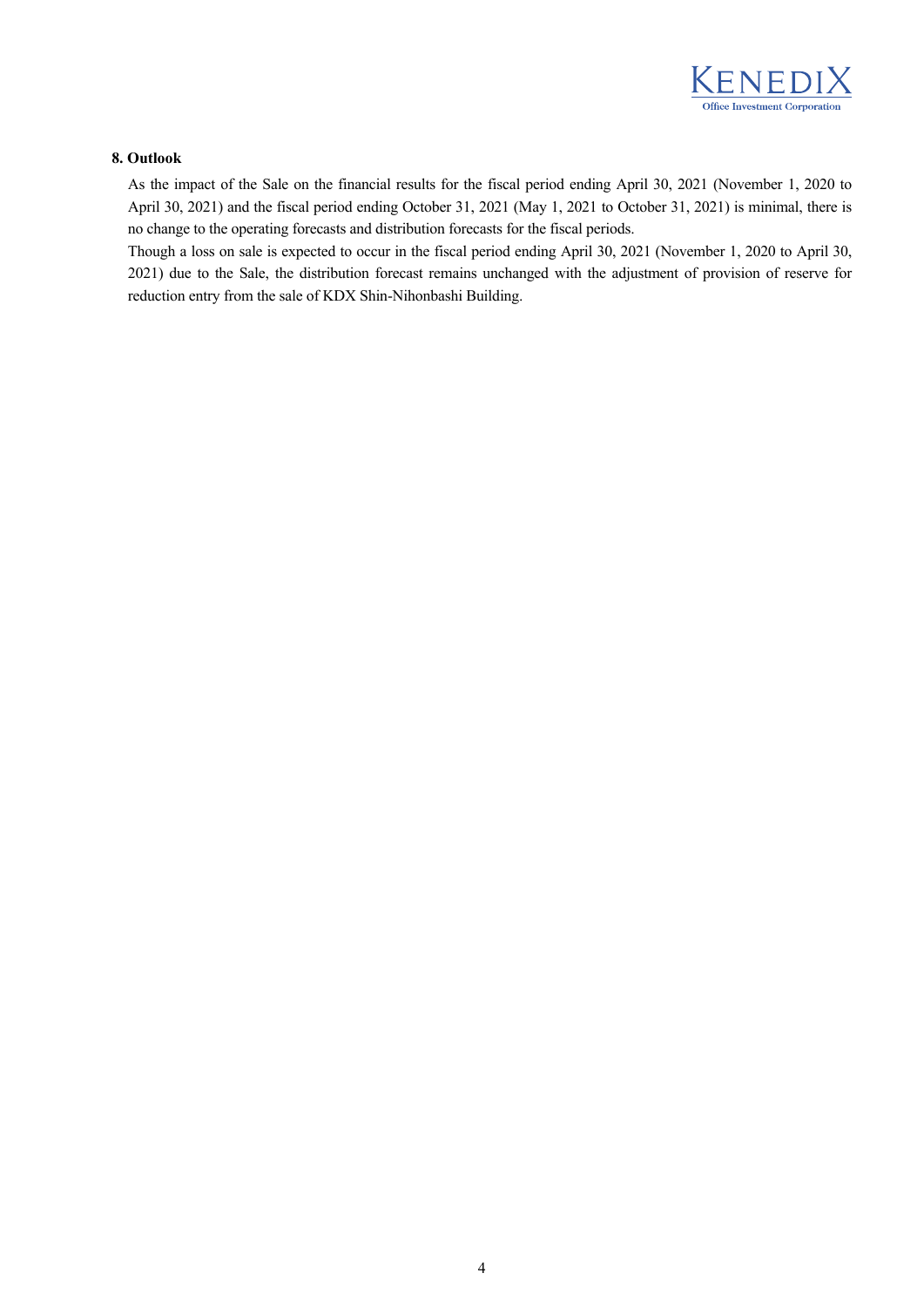**8. Outlook**

As the impact of the Sale on the financial results for the fiscal period ending April 30, 2021 (November 1, 2020 to April 30, 2021) and the fiscal period ending October 31, 2021 (May 1, 2021 to October 31, 2021) is minimal, there is no change to the operating forecasts and distribution forecasts for the fiscal periods.

Though a loss on sale is expected to occur in the fiscal period ending April 30, 2021 (November 1, 2020 to April 30, 2021) due to the Sale, the distribution forecast remains unchanged with the adjustment of provision of reserve for reduction entry from the sale of KDX Shin-Nihonbashi Building.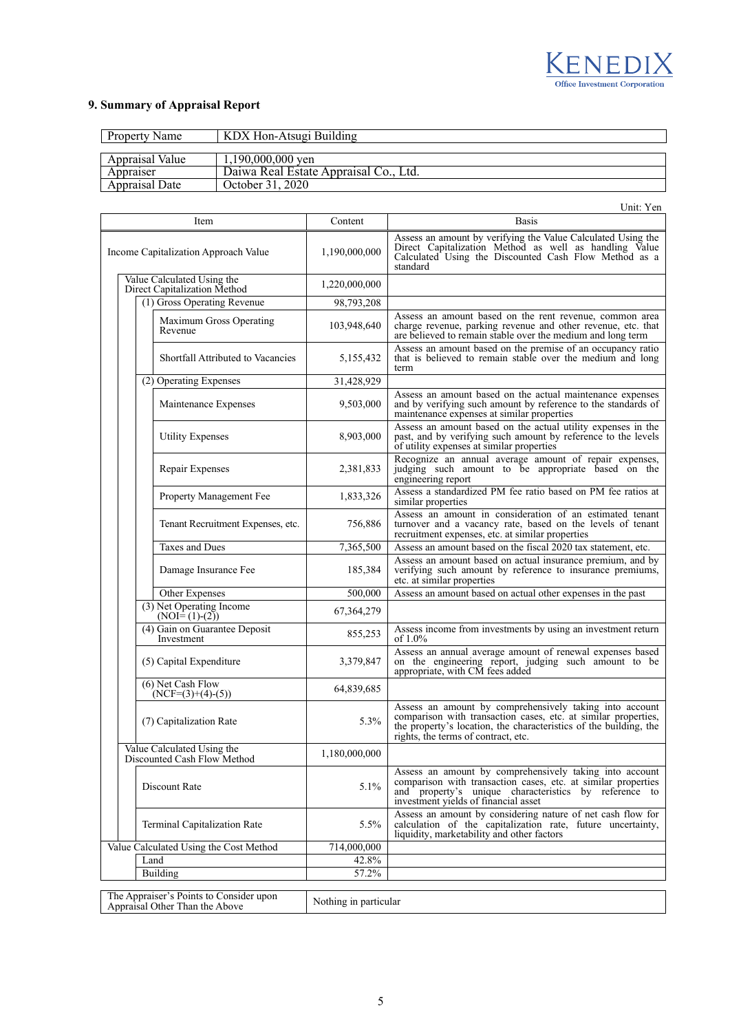## 9. Summary of Appraisal Report

| Property Name | KDX Hon-Atsugi Building |
|---|---|

| Appraisal Value | 1,190,000,000 yen |
|---|---|
| Appraiser | Daiwa Real Estate Appraisal Co., Ltd. |
| Appraisal Date | October 31, 2020 |

Unit: Yen

| Item | Content | Basis |
|---|---|---|
| Income Capitalization Approach Value | 1,190,000,000 | Assess an amount by verifying the Value Calculated Using the Direct Capitalization Method as well as handling Value Calculated Using the Discounted Cash Flow Method as a standard |
| Value Calculated Using the Direct Capitalization Method | 1,220,000,000 | |
| (1) Gross Operating Revenue | 98,793,208 | |
| Maximum Gross Operating Revenue | 103,948,640 | Assess an amount based on the rent revenue, common area charge revenue, parking revenue and other revenue, etc. that are believed to remain stable over the medium and long term |
| Shortfall Attributed to Vacancies | 5,155,432 | Assess an amount based on the premise of an occupancy ratio that is believed to remain stable over the medium and long term |
| (2) Operating Expenses | 31,428,929 | |
| Maintenance Expenses | 9,503,000 | Assess an amount based on the actual maintenance expenses and by verifying such amount by reference to the standards of maintenance expenses at similar properties |
| Utility Expenses | 8,903,000 | Assess an amount based on the actual utility expenses in the past, and by verifying such amount by reference to the levels of utility expenses at similar properties |
| Repair Expenses | 2,381,833 | Recognize an annual average amount of repair expenses, judging such amount to be appropriate based on the engineering report |
| Property Management Fee | 1,833,326 | Assess a standardized PM fee ratio based on PM fee ratios at similar properties |
| Tenant Recruitment Expenses, etc. | 756,886 | Assess an amount in consideration of an estimated tenant turnover and a vacancy rate, based on the levels of tenant recruitment expenses, etc. at similar properties |
| Taxes and Dues | 7,365,500 | Assess an amount based on the fiscal 2020 tax statement, etc. |
| Damage Insurance Fee | 185,384 | Assess an amount based on actual insurance premium, and by verifying such amount by reference to insurance premiums, etc. at similar properties |
| Other Expenses | 500,000 | Assess an amount based on actual other expenses in the past |
| (3) Net Operating Income (NOI= (1)-(2)) | 67,364,279 | |
| (4) Gain on Guarantee Deposit Investment | 855,253 | Assess income from investments by using an investment return of 1.0% |
| (5) Capital Expenditure | 3,379,847 | Assess an annual average amount of renewal expenses based on the engineering report, judging such amount to be appropriate, with CM fees added |
| (6) Net Cash Flow (NCF=(3)+(4)-(5)) | 64,839,685 | |
| (7) Capitalization Rate | 5.3% | Assess an amount by comprehensively taking into account comparison with transaction cases, etc. at similar properties, the property's location, the characteristics of the building, the rights, the terms of contract, etc. |
| Value Calculated Using the Discounted Cash Flow Method | 1,180,000,000 | |
| Discount Rate | 5.1% | Assess an amount by comprehensively taking into account comparison with transaction cases, etc. at similar properties and property's unique characteristics by reference to investment yields of financial asset |
| Terminal Capitalization Rate | 5.5% | Assess an amount by considering nature of net cash flow for calculation of the capitalization rate, future uncertainty, liquidity, marketability and other factors |
| Value Calculated Using the Cost Method | 714,000,000 | |
| Land | 42.8% | |
| Building | 57.2% | |

| The Appraiser's Points to Consider upon Appraisal Other Than the Above | Nothing in particular |
|---|---|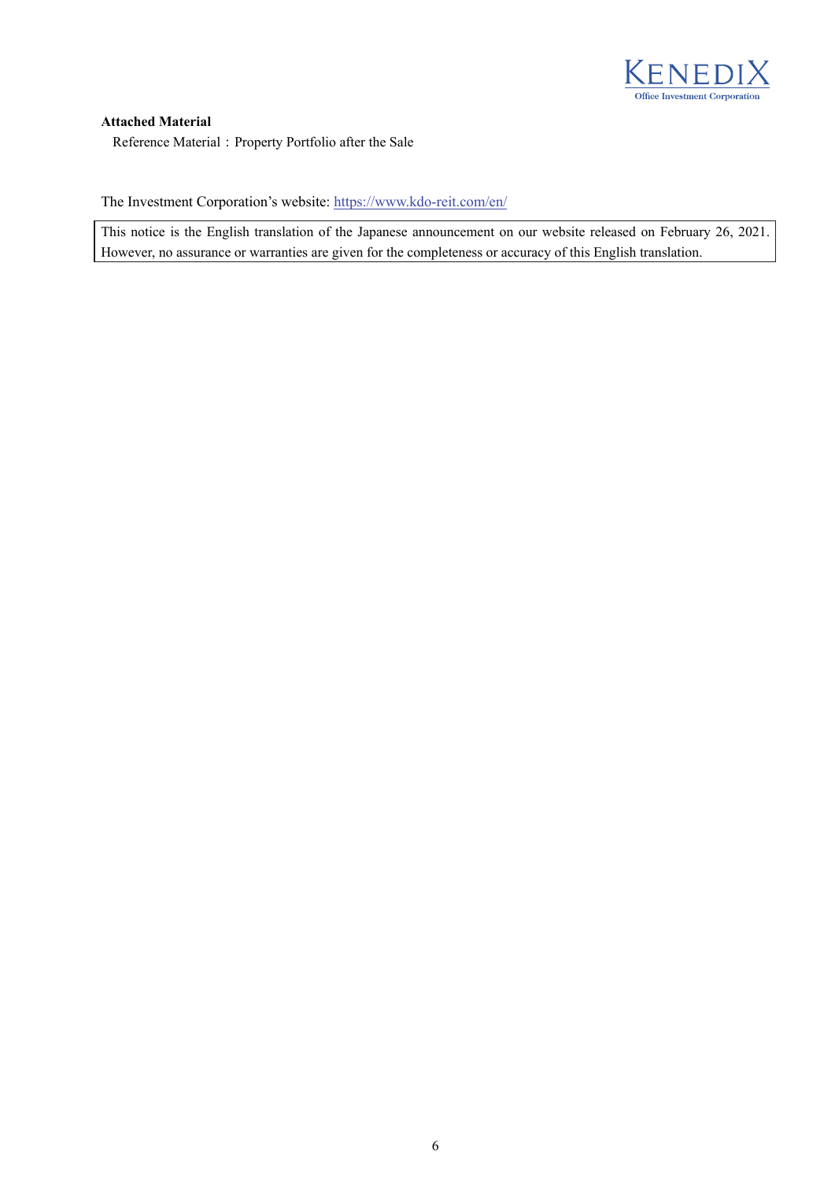**Attached Material**

Reference Material：Property Portfolio after the Sale

The Investment Corporation's website: https://www.kdo-reit.com/en/

This notice is the English translation of the Japanese announcement on our website released on February 26, 2021. However, no assurance or warranties are given for the completeness or accuracy of this English translation.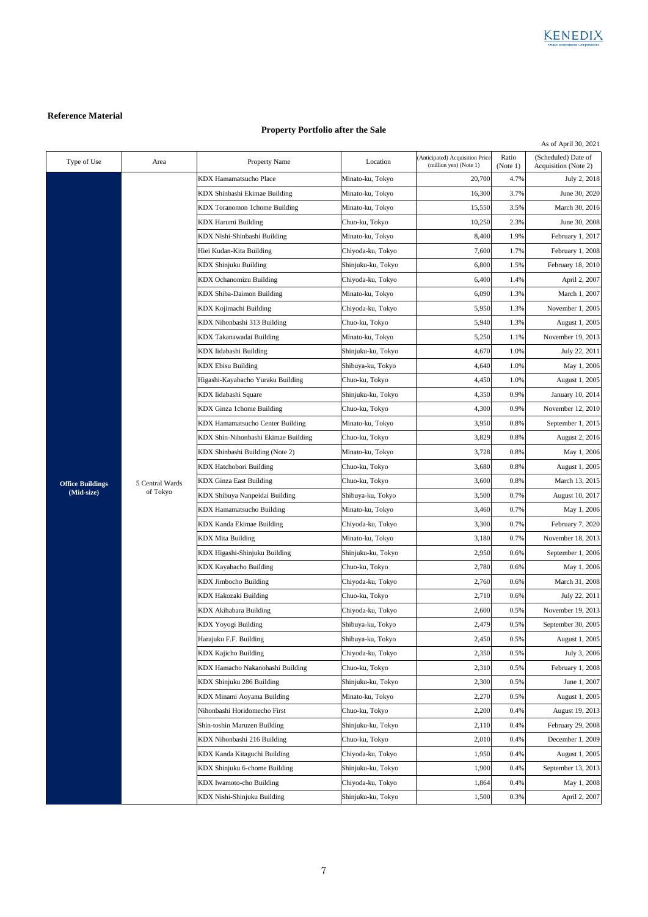**Reference Material**

## Property Portfolio after the Sale

As of April 30, 2021

| Type of Use | Area | Property Name | Location | (Anticipated) Acquisition Price (million yen) (Note 1) | Ratio (Note 1) | (Scheduled) Date of Acquisition (Note 2) |
|---|---|---|---|---|---|---|
| Office Buildings (Mid-size) | 5 Central Wards of Tokyo | KDX Hamamatsucho Place | Minato-ku, Tokyo | 20,700 | 4.7% | July 2, 2018 |
| | | KDX Shinbashi Ekimae Building | Minato-ku, Tokyo | 16,300 | 3.7% | June 30, 2020 |
| | | KDX Toranomon 1chome Building | Minato-ku, Tokyo | 15,550 | 3.5% | March 30, 2016 |
| | | KDX Harumi Building | Chuo-ku, Tokyo | 10,250 | 2.3% | June 30, 2008 |
| | | KDX Nishi-Shinbashi Building | Minato-ku, Tokyo | 8,400 | 1.9% | February 1, 2017 |
| | | Hiei Kudan-Kita Building | Chiyoda-ku, Tokyo | 7,600 | 1.7% | February 1, 2008 |
| | | KDX Shinjuku Building | Shinjuku-ku, Tokyo | 6,800 | 1.5% | February 18, 2010 |
| | | KDX Ochanomizu Building | Chiyoda-ku, Tokyo | 6,400 | 1.4% | April 2, 2007 |
| | | KDX Shiba-Daimon Building | Minato-ku, Tokyo | 6,090 | 1.3% | March 1, 2007 |
| | | KDX Kojimachi Building | Chiyoda-ku, Tokyo | 5,950 | 1.3% | November 1, 2005 |
| | | KDX Nihonbashi 313 Building | Chuo-ku, Tokyo | 5,940 | 1.3% | August 1, 2005 |
| | | KDX Takanawadai Building | Minato-ku, Tokyo | 5,250 | 1.1% | November 19, 2013 |
| | | KDX Iidabashi Building | Shinjuku-ku, Tokyo | 4,670 | 1.0% | July 22, 2011 |
| | | KDX Ebisu Building | Shibuya-ku, Tokyo | 4,640 | 1.0% | May 1, 2006 |
| | | Higashi-Kayabacho Yuraku Building | Chuo-ku, Tokyo | 4,450 | 1.0% | August 1, 2005 |
| | | KDX Iidabashi Square | Shinjuku-ku, Tokyo | 4,350 | 0.9% | January 10, 2014 |
| | | KDX Ginza 1chome Building | Chuo-ku, Tokyo | 4,300 | 0.9% | November 12, 2010 |
| | | KDX Hamamatsucho Center Building | Minato-ku, Tokyo | 3,950 | 0.8% | September 1, 2015 |
| | | KDX Shin-Nihonbashi Ekimae Building | Chuo-ku, Tokyo | 3,829 | 0.8% | August 2, 2016 |
| | | KDX Shinbashi Building (Note 2) | Minato-ku, Tokyo | 3,728 | 0.8% | May 1, 2006 |
| | | KDX Hatchobori Building | Chuo-ku, Tokyo | 3,680 | 0.8% | August 1, 2005 |
| | | KDX Ginza East Building | Chuo-ku, Tokyo | 3,600 | 0.8% | March 13, 2015 |
| | | KDX Shibuya Nanpeidai Building | Shibuya-ku, Tokyo | 3,500 | 0.7% | August 10, 2017 |
| | | KDX Hamamatsucho Building | Minato-ku, Tokyo | 3,460 | 0.7% | May 1, 2006 |
| | | KDX Kanda Ekimae Building | Chiyoda-ku, Tokyo | 3,300 | 0.7% | February 7, 2020 |
| | | KDX Mita Building | Minato-ku, Tokyo | 3,180 | 0.7% | November 18, 2013 |
| | | KDX Higashi-Shinjuku Building | Shinjuku-ku, Tokyo | 2,950 | 0.6% | September 1, 2006 |
| | | KDX Kayabacho Building | Chuo-ku, Tokyo | 2,780 | 0.6% | May 1, 2006 |
| | | KDX Jimbocho Building | Chiyoda-ku, Tokyo | 2,760 | 0.6% | March 31, 2008 |
| | | KDX Hakozaki Building | Chuo-ku, Tokyo | 2,710 | 0.6% | July 22, 2011 |
| | | KDX Akihabara Building | Chiyoda-ku, Tokyo | 2,600 | 0.5% | November 19, 2013 |
| | | KDX Yoyogi Building | Shibuya-ku, Tokyo | 2,479 | 0.5% | September 30, 2005 |
| | | Harajuku F.F. Building | Shibuya-ku, Tokyo | 2,450 | 0.5% | August 1, 2005 |
| | | KDX Kajicho Building | Chiyoda-ku, Tokyo | 2,350 | 0.5% | July 3, 2006 |
| | | KDX Hamacho Nakanohashi Building | Chuo-ku, Tokyo | 2,310 | 0.5% | February 1, 2008 |
| | | KDX Shinjuku 286 Building | Shinjuku-ku, Tokyo | 2,300 | 0.5% | June 1, 2007 |
| | | KDX Minami Aoyama Building | Minato-ku, Tokyo | 2,270 | 0.5% | August 1, 2005 |
| | | Nihonbashi Horidomecho First | Chuo-ku, Tokyo | 2,200 | 0.4% | August 19, 2013 |
| | | Shin-toshin Maruzen Building | Shinjuku-ku, Tokyo | 2,110 | 0.4% | February 29, 2008 |
| | | KDX Nihonbashi 216 Building | Chuo-ku, Tokyo | 2,010 | 0.4% | December 1, 2009 |
| | | KDX Kanda Kitaguchi Building | Chiyoda-ku, Tokyo | 1,950 | 0.4% | August 1, 2005 |
| | | KDX Shinjuku 6-chome Building | Shinjuku-ku, Tokyo | 1,900 | 0.4% | September 13, 2013 |
| | | KDX Iwamoto-cho Building | Chiyoda-ku, Tokyo | 1,864 | 0.4% | May 1, 2008 |
| | | KDX Nishi-Shinjuku Building | Shinjuku-ku, Tokyo | 1,500 | 0.3% | April 2, 2007 |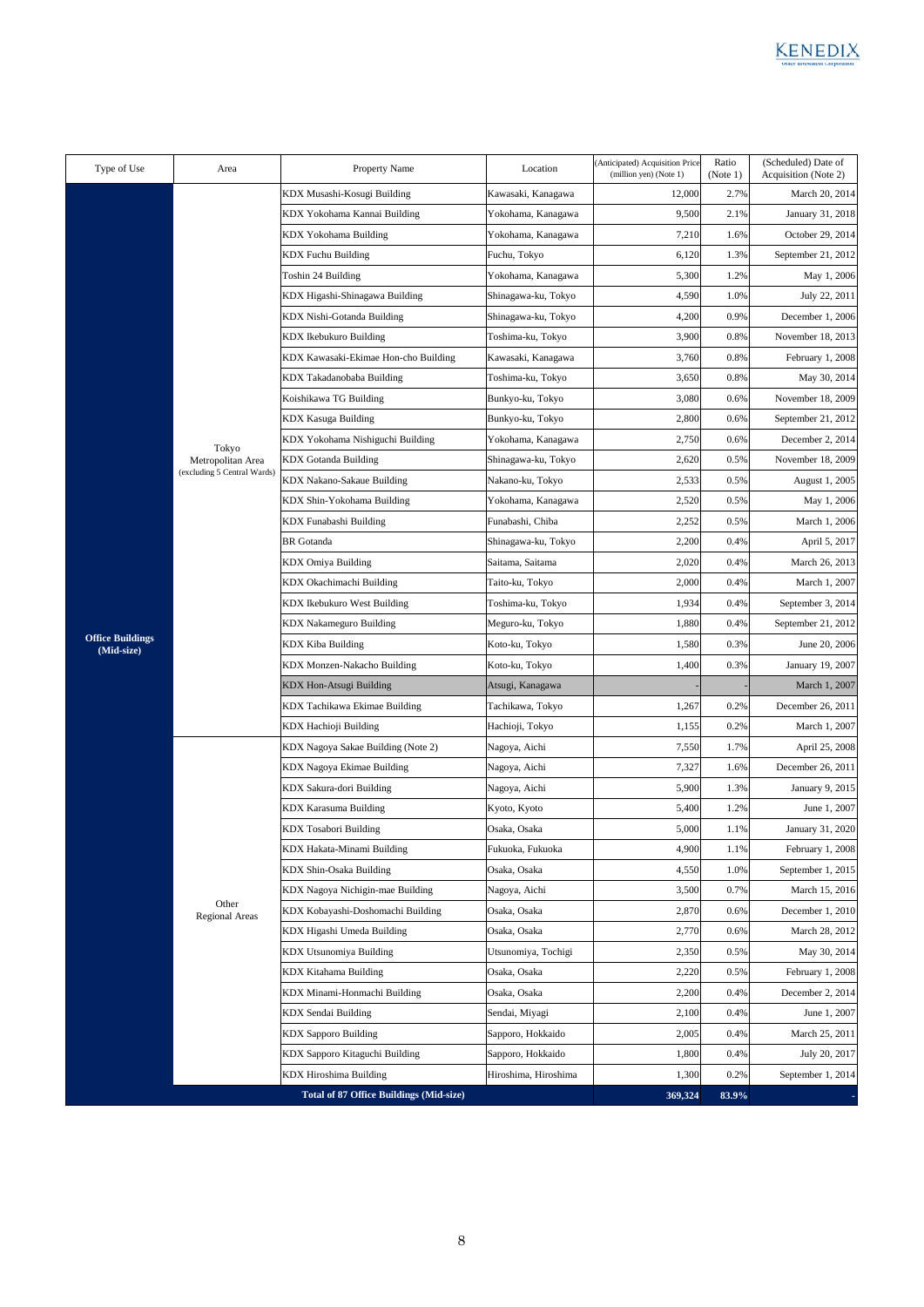| Type of Use | Area | Property Name | Location | (Anticipated) Acquisition Price (million yen) (Note 1) | Ratio (Note 1) | (Scheduled) Date of Acquisition (Note 2) |
|---|---|---|---|---|---|---|
| **Office Buildings (Mid-size)** | Tokyo Metropolitan Area (excluding 5 Central Wards) | KDX Musashi-Kosugi Building | Kawasaki, Kanagawa | 12,000 | 2.7% | March 20, 2014 |
| | | KDX Yokohama Kannai Building | Yokohama, Kanagawa | 9,500 | 2.1% | January 31, 2018 |
| | | KDX Yokohama Building | Yokohama, Kanagawa | 7,210 | 1.6% | October 29, 2014 |
| | | KDX Fuchu Building | Fuchu, Tokyo | 6,120 | 1.3% | September 21, 2012 |
| | | Toshin 24 Building | Yokohama, Kanagawa | 5,300 | 1.2% | May 1, 2006 |
| | | KDX Higashi-Shinagawa Building | Shinagawa-ku, Tokyo | 4,590 | 1.0% | July 22, 2011 |
| | | KDX Nishi-Gotanda Building | Shinagawa-ku, Tokyo | 4,200 | 0.9% | December 1, 2006 |
| | | KDX Ikebukuro Building | Toshima-ku, Tokyo | 3,900 | 0.8% | November 18, 2013 |
| | | KDX Kawasaki-Ekimae Hon-cho Building | Kawasaki, Kanagawa | 3,760 | 0.8% | February 1, 2008 |
| | | KDX Takadanobaba Building | Toshima-ku, Tokyo | 3,650 | 0.8% | May 30, 2014 |
| | | Koishikawa TG Building | Bunkyo-ku, Tokyo | 3,080 | 0.6% | November 18, 2009 |
| | | KDX Kasuga Building | Bunkyo-ku, Tokyo | 2,800 | 0.6% | September 21, 2012 |
| | | KDX Yokohama Nishiguchi Building | Yokohama, Kanagawa | 2,750 | 0.6% | December 2, 2014 |
| | | KDX Gotanda Building | Shinagawa-ku, Tokyo | 2,620 | 0.5% | November 18, 2009 |
| | | KDX Nakano-Sakaue Building | Nakano-ku, Tokyo | 2,533 | 0.5% | August 1, 2005 |
| | | KDX Shin-Yokohama Building | Yokohama, Kanagawa | 2,520 | 0.5% | May 1, 2006 |
| | | KDX Funabashi Building | Funabashi, Chiba | 2,252 | 0.5% | March 1, 2006 |
| | | BR Gotanda | Shinagawa-ku, Tokyo | 2,200 | 0.4% | April 5, 2017 |
| | | KDX Omiya Building | Saitama, Saitama | 2,020 | 0.4% | March 26, 2013 |
| | | KDX Okachimachi Building | Taito-ku, Tokyo | 2,000 | 0.4% | March 1, 2007 |
| | | KDX Ikebukuro West Building | Toshima-ku, Tokyo | 1,934 | 0.4% | September 3, 2014 |
| | | KDX Nakameguro Building | Meguro-ku, Tokyo | 1,880 | 0.4% | September 21, 2012 |
| | | KDX Kiba Building | Koto-ku, Tokyo | 1,580 | 0.3% | June 20, 2006 |
| | | KDX Monzen-Nakacho Building | Koto-ku, Tokyo | 1,400 | 0.3% | January 19, 2007 |
| | | KDX Hon-Atsugi Building | Atsugi, Kanagawa | - | - | March 1, 2007 |
| | | KDX Tachikawa Ekimae Building | Tachikawa, Tokyo | 1,267 | 0.2% | December 26, 2011 |
| | | KDX Hachioji Building | Hachioji, Tokyo | 1,155 | 0.2% | March 1, 2007 |
| | Other Regional Areas | KDX Nagoya Sakae Building (Note 2) | Nagoya, Aichi | 7,550 | 1.7% | April 25, 2008 |
| | | KDX Nagoya Ekimae Building | Nagoya, Aichi | 7,327 | 1.6% | December 26, 2011 |
| | | KDX Sakura-dori Building | Nagoya, Aichi | 5,900 | 1.3% | January 9, 2015 |
| | | KDX Karasuma Building | Kyoto, Kyoto | 5,400 | 1.2% | June 1, 2007 |
| | | KDX Tosabori Building | Osaka, Osaka | 5,000 | 1.1% | January 31, 2020 |
| | | KDX Hakata-Minami Building | Fukuoka, Fukuoka | 4,900 | 1.1% | February 1, 2008 |
| | | KDX Shin-Osaka Building | Osaka, Osaka | 4,550 | 1.0% | September 1, 2015 |
| | | KDX Nagoya Nichigin-mae Building | Nagoya, Aichi | 3,500 | 0.7% | March 15, 2016 |
| | | KDX Kobayashi-Doshomachi Building | Osaka, Osaka | 2,870 | 0.6% | December 1, 2010 |
| | | KDX Higashi Umeda Building | Osaka, Osaka | 2,770 | 0.6% | March 28, 2012 |
| | | KDX Utsunomiya Building | Utsunomiya, Tochigi | 2,350 | 0.5% | May 30, 2014 |
| | | KDX Kitahama Building | Osaka, Osaka | 2,220 | 0.5% | February 1, 2008 |
| | | KDX Minami-Honmachi Building | Osaka, Osaka | 2,200 | 0.4% | December 2, 2014 |
| | | KDX Sendai Building | Sendai, Miyagi | 2,100 | 0.4% | June 1, 2007 |
| | | KDX Sapporo Building | Sapporo, Hokkaido | 2,005 | 0.4% | March 25, 2011 |
| | | KDX Sapporo Kitaguchi Building | Sapporo, Hokkaido | 1,800 | 0.4% | July 20, 2017 |
| | | KDX Hiroshima Building | Hiroshima, Hiroshima | 1,300 | 0.2% | September 1, 2014 |
| | | **Total of 87 Office Buildings (Mid-size)** | | **369,324** | **83.9%** | - |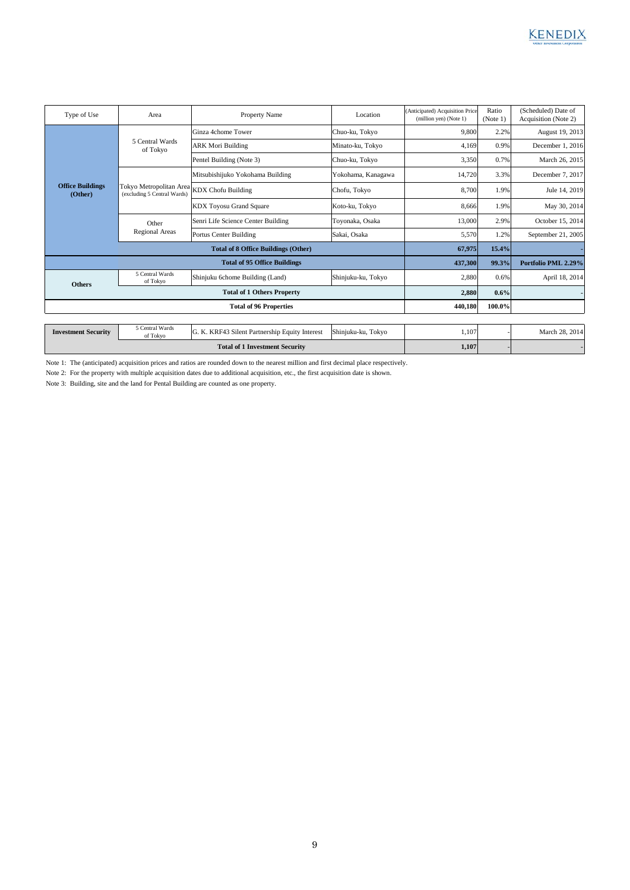| Type of Use | Area | Property Name | Location | (Anticipated) Acquisition Price (million yen) (Note 1) | Ratio (Note 1) | (Scheduled) Date of Acquisition (Note 2) |
|---|---|---|---|---|---|---|
| **Office Buildings (Other)** | 5 Central Wards of Tokyo | Ginza 4chome Tower | Chuo-ku, Tokyo | 9,800 | 2.2% | August 19, 2013 |
| | | ARK Mori Building | Minato-ku, Tokyo | 4,169 | 0.9% | December 1, 2016 |
| | | Pentel Building (Note 3) | Chuo-ku, Tokyo | 3,350 | 0.7% | March 26, 2015 |
| | Tokyo Metropolitan Area (excluding 5 Central Wards) | Mitsubishijuko Yokohama Building | Yokohama, Kanagawa | 14,720 | 3.3% | December 7, 2017 |
| | | KDX Chofu Building | Chofu, Tokyo | 8,700 | 1.9% | Jule 14, 2019 |
| | | KDX Toyosu Grand Square | Koto-ku, Tokyo | 8,666 | 1.9% | May 30, 2014 |
| | Other Regional Areas | Senri Life Science Center Building | Toyonaka, Osaka | 13,000 | 2.9% | October 15, 2014 |
| | | Portus Center Building | Sakai, Osaka | 5,570 | 1.2% | September 21, 2005 |
| | **Total of 8 Office Buildings (Other)** | | | **67,975** | **15.4%** | - |
| | **Total of 95 Office Buildings** | | | **437,300** | **99.3%** | **Portfolio PML 2.29%** |
| **Others** | 5 Central Wards of Tokyo | Shinjuku 6chome Building (Land) | Shinjuku-ku, Tokyo | 2,880 | 0.6% | April 18, 2014 |
| | **Total of 1 Others Property** | | | **2,880** | **0.6%** | - |
| **Total of 96 Properties** | | | | **440,180** | **100.0%** | |

| | | | | | | |
|---|---|---|---|---|---|---|
| **Investment Security** | 5 Central Wards of Tokyo | G. K. KRF43 Silent Partnership Equity Interest | Shinjuku-ku, Tokyo | 1,107 | - | March 28, 2014 |
| **Total of 1 Investment Security** | | | | **1,107** | - | - |

Note 1: The (anticipated) acquisition prices and ratios are rounded down to the nearest million and first decimal place respectively.

Note 2: For the property with multiple acquisition dates due to additional acquisition, etc., the first acquisition date is shown.

Note 3: Building, site and the land for Pental Building are counted as one property.